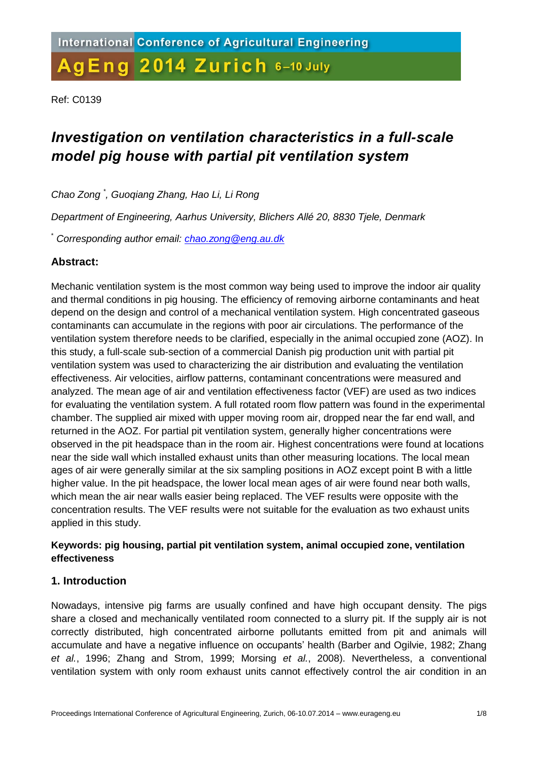International Conference of Agricultural Engineering

AgEng 2014 Zurich 6–10 July

Ref: C0139

# *Investigation on ventilation characteristics in a full-scale model pig house with partial pit ventilation system*

*Chao Zong [*], Guoqiang Zhang, Hao Li, Li Rong*

*Department of Engineering, Aarhus University, Blichers Allé 20, 8830 Tjele, Denmark*

[*] *Corresponding author email: chao.zong@eng.au.dk*

## Abstract:

Mechanic ventilation system is the most common way being used to improve the indoor air quality and thermal conditions in pig housing. The efficiency of removing airborne contaminants and heat depend on the design and control of a mechanical ventilation system. High concentrated gaseous contaminants can accumulate in the regions with poor air circulations. The performance of the ventilation system therefore needs to be clarified, especially in the animal occupied zone (AOZ). In this study, a full-scale sub-section of a commercial Danish pig production unit with partial pit ventilation system was used to characterizing the air distribution and evaluating the ventilation effectiveness. Air velocities, airflow patterns, contaminant concentrations were measured and analyzed. The mean age of air and ventilation effectiveness factor (VEF) are used as two indices for evaluating the ventilation system. A full rotated room flow pattern was found in the experimental chamber. The supplied air mixed with upper moving room air, dropped near the far end wall, and returned in the AOZ. For partial pit ventilation system, generally higher concentrations were observed in the pit headspace than in the room air. Highest concentrations were found at locations near the side wall which installed exhaust units than other measuring locations. The local mean ages of air were generally similar at the six sampling positions in AOZ except point B with a little higher value. In the pit headspace, the lower local mean ages of air were found near both walls, which mean the air near walls easier being replaced. The VEF results were opposite with the concentration results. The VEF results were not suitable for the evaluation as two exhaust units applied in this study.

**Keywords: pig housing, partial pit ventilation system, animal occupied zone, ventilation effectiveness**

## 1. Introduction

Nowadays, intensive pig farms are usually confined and have high occupant density. The pigs share a closed and mechanically ventilated room connected to a slurry pit. If the supply air is not correctly distributed, high concentrated airborne pollutants emitted from pit and animals will accumulate and have a negative influence on occupants' health (Barber and Ogilvie, 1982; Zhang *et al.*, 1996; Zhang and Strom, 1999; Morsing *et al.*, 2008). Nevertheless, a conventional ventilation system with only room exhaust units cannot effectively control the air condition in an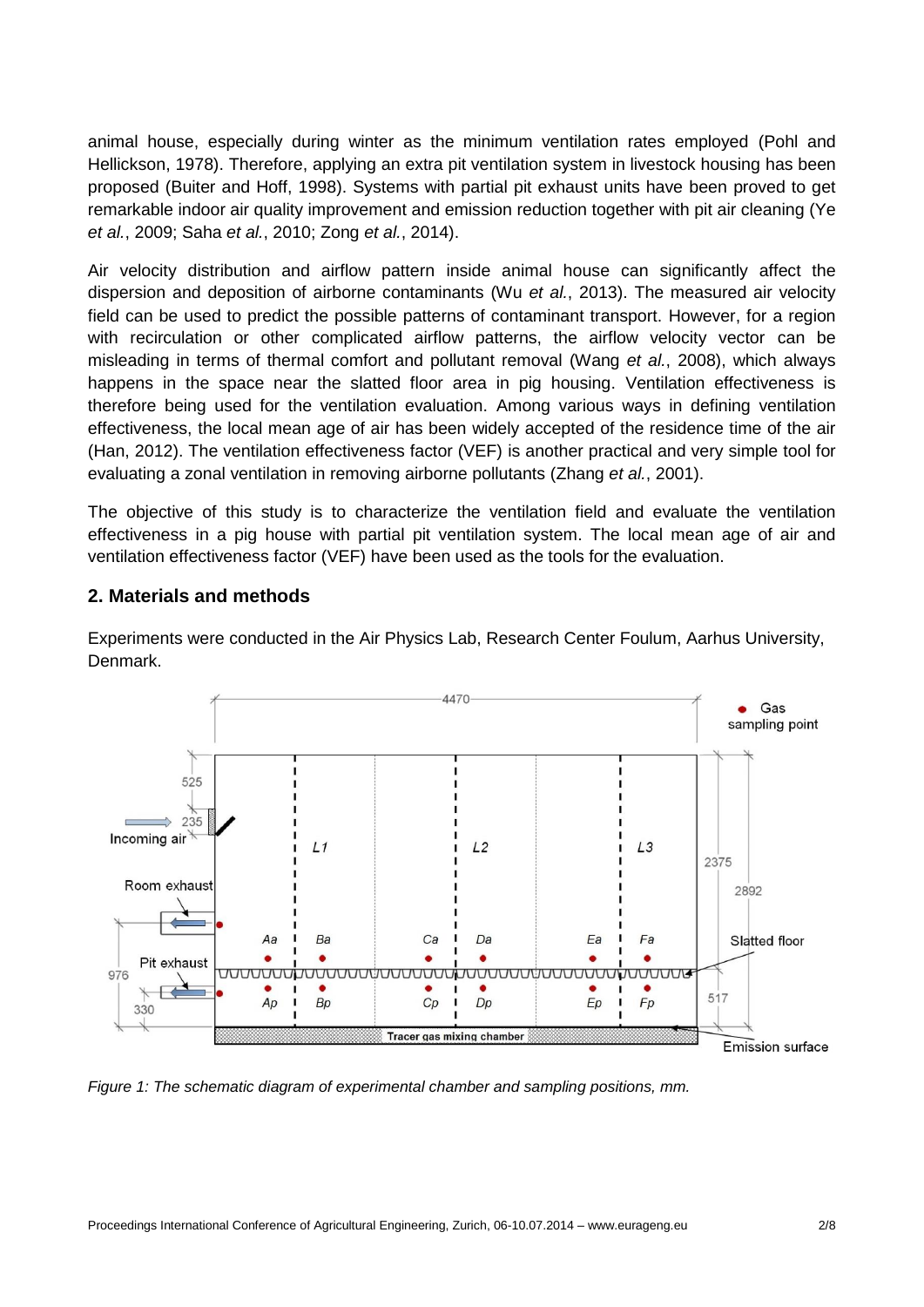animal house, especially during winter as the minimum ventilation rates employed (Pohl and Hellickson, 1978). Therefore, applying an extra pit ventilation system in livestock housing has been proposed (Buiter and Hoff, 1998). Systems with partial pit exhaust units have been proved to get remarkable indoor air quality improvement and emission reduction together with pit air cleaning (Ye *et al.*, 2009; Saha *et al.*, 2010; Zong *et al.*, 2014).

Air velocity distribution and airflow pattern inside animal house can significantly affect the dispersion and deposition of airborne contaminants (Wu *et al.*, 2013). The measured air velocity field can be used to predict the possible patterns of contaminant transport. However, for a region with recirculation or other complicated airflow patterns, the airflow velocity vector can be misleading in terms of thermal comfort and pollutant removal (Wang *et al.*, 2008), which always happens in the space near the slatted floor area in pig housing. Ventilation effectiveness is therefore being used for the ventilation evaluation. Among various ways in defining ventilation effectiveness, the local mean age of air has been widely accepted of the residence time of the air (Han, 2012). The ventilation effectiveness factor (VEF) is another practical and very simple tool for evaluating a zonal ventilation in removing airborne pollutants (Zhang *et al.*, 2001).

The objective of this study is to characterize the ventilation field and evaluate the ventilation effectiveness in a pig house with partial pit ventilation system. The local mean age of air and ventilation effectiveness factor (VEF) have been used as the tools for the evaluation.

## 2. Materials and methods

Experiments were conducted in the Air Physics Lab, Research Center Foulum, Aarhus University, Denmark.

*Figure 1: The schematic diagram of experimental chamber and sampling positions, mm.*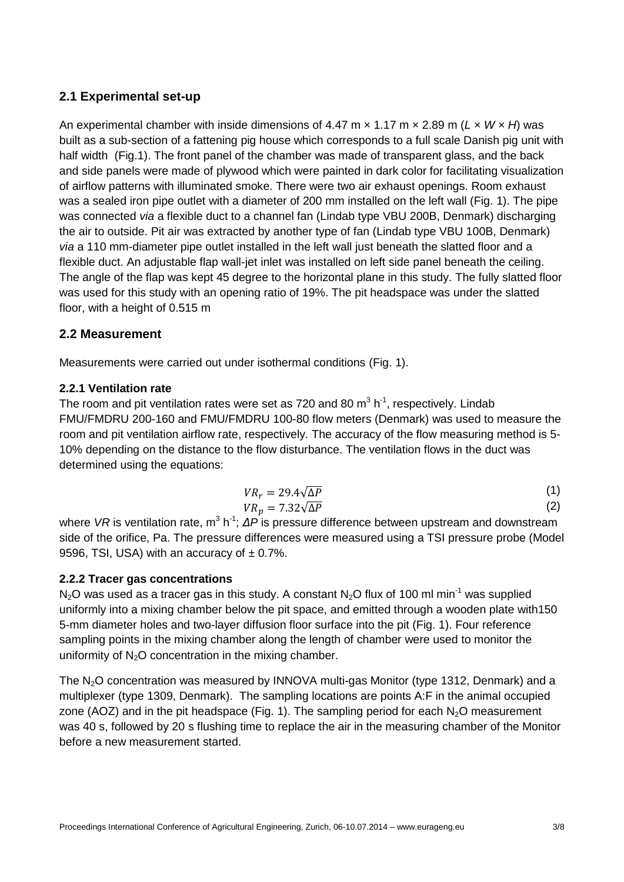## 2.1 Experimental set-up

An experimental chamber with inside dimensions of 4.47 m × 1.17 m × 2.89 m (*L* × *W* × *H*) was built as a sub-section of a fattening pig house which corresponds to a full scale Danish pig unit with half width (Fig.1). The front panel of the chamber was made of transparent glass, and the back and side panels were made of plywood which were painted in dark color for facilitating visualization of airflow patterns with illuminated smoke. There were two air exhaust openings. Room exhaust was a sealed iron pipe outlet with a diameter of 200 mm installed on the left wall (Fig. 1). The pipe was connected *via* a flexible duct to a channel fan (Lindab type VBU 200B, Denmark) discharging the air to outside. Pit air was extracted by another type of fan (Lindab type VBU 100B, Denmark) *via* a 110 mm-diameter pipe outlet installed in the left wall just beneath the slatted floor and a flexible duct. An adjustable flap wall-jet inlet was installed on left side panel beneath the ceiling. The angle of the flap was kept 45 degree to the horizontal plane in this study. The fully slatted floor was used for this study with an opening ratio of 19%. The pit headspace was under the slatted floor, with a height of 0.515 m

## 2.2 Measurement

Measurements were carried out under isothermal conditions (Fig. 1).

### 2.2.1 Ventilation rate

The room and pit ventilation rates were set as 720 and 80 $m^3$ $h^{-1}$, respectively. Lindab FMU/FMDRU 200-160 and FMU/FMDRU 100-80 flow meters (Denmark) was used to measure the room and pit ventilation airflow rate, respectively. The accuracy of the flow measuring method is 5-10% depending on the distance to the flow disturbance. The ventilation flows in the duct was determined using the equations:

$$VR_r = 29.4\sqrt{\Delta P} \quad (1)$$

$$VR_p = 7.32\sqrt{\Delta P} \quad (2)$$

where *VR* is ventilation rate, $m^3$ $h^{-1}$; *ΔP* is pressure difference between upstream and downstream side of the orifice, Pa. The pressure differences were measured using a TSI pressure probe (Model 9596, TSI, USA) with an accuracy of ± 0.7%.

### 2.2.2 Tracer gas concentrations

$N_2O$ was used as a tracer gas in this study. A constant $N_2O$ flux of 100 ml $min^{-1}$ was supplied uniformly into a mixing chamber below the pit space, and emitted through a wooden plate with150 5-mm diameter holes and two-layer diffusion floor surface into the pit (Fig. 1). Four reference sampling points in the mixing chamber along the length of chamber were used to monitor the uniformity of $N_2O$ concentration in the mixing chamber.

The $N_2O$ concentration was measured by INNOVA multi-gas Monitor (type 1312, Denmark) and a multiplexer (type 1309, Denmark). The sampling locations are points A:F in the animal occupied zone (AOZ) and in the pit headspace (Fig. 1). The sampling period for each $N_2O$ measurement was 40 s, followed by 20 s flushing time to replace the air in the measuring chamber of the Monitor before a new measurement started.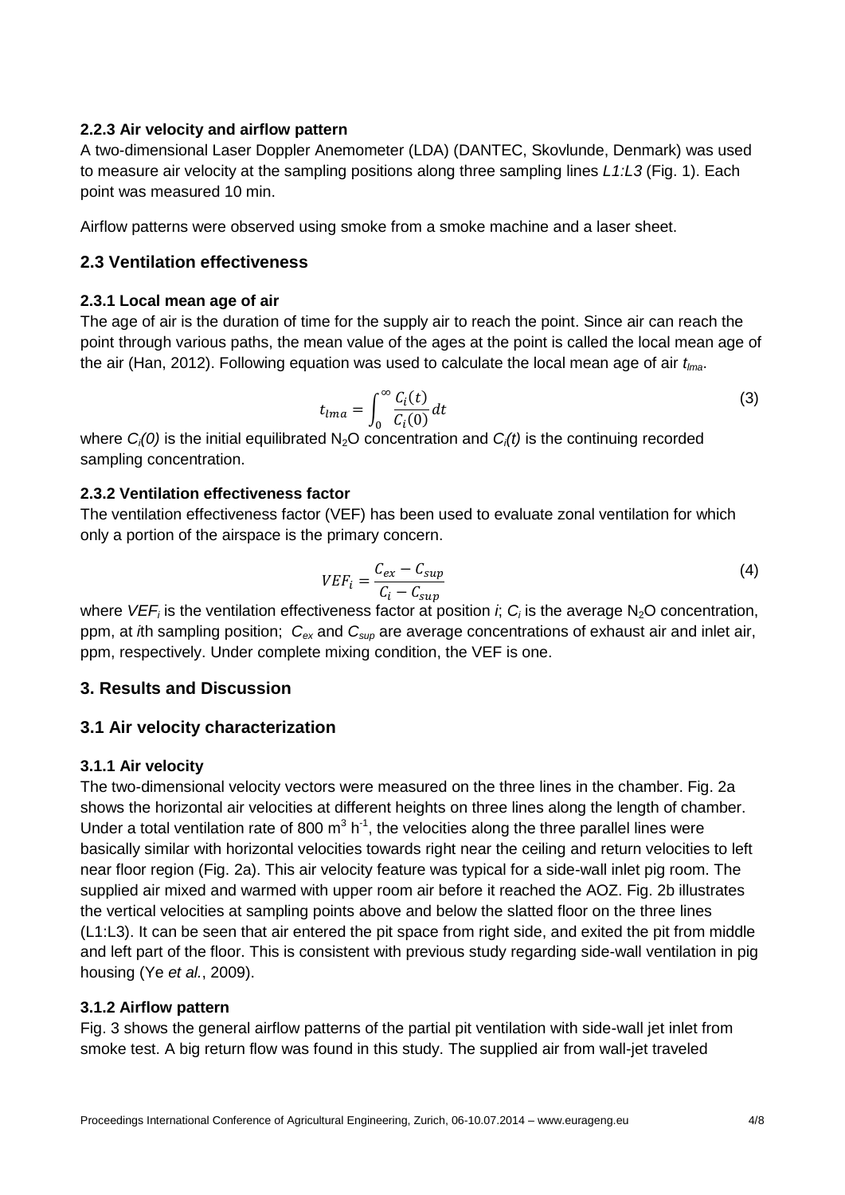#### 2.2.3 Air velocity and airflow pattern

A two-dimensional Laser Doppler Anemometer (LDA) (DANTEC, Skovlunde, Denmark) was used to measure air velocity at the sampling positions along three sampling lines *L1:L3* (Fig. 1). Each point was measured 10 min.

Airflow patterns were observed using smoke from a smoke machine and a laser sheet.

### 2.3 Ventilation effectiveness

#### 2.3.1 Local mean age of air

The age of air is the duration of time for the supply air to reach the point. Since air can reach the point through various paths, the mean value of the ages at the point is called the local mean age of the air (Han, 2012). Following equation was used to calculate the local mean age of air $t_{lma}$.

$$t_{lma} = \int_0^\infty \frac{C_i(t)}{C_i(0)} dt \tag{3}$$

where $C_i(0)$ is the initial equilibrated $N_2O$ concentration and $C_i(t)$ is the continuing recorded sampling concentration.

#### 2.3.2 Ventilation effectiveness factor

The ventilation effectiveness factor (VEF) has been used to evaluate zonal ventilation for which only a portion of the airspace is the primary concern.

$$VEF_i = \frac{C_{ex} - C_{sup}}{C_i - C_{sup}} \tag{4}$$

where $VEF_i$ is the ventilation effectiveness factor at position *i*; $C_i$ is the average $N_2O$ concentration, ppm, at *i*th sampling position; $C_{ex}$ and $C_{sup}$ are average concentrations of exhaust air and inlet air, ppm, respectively. Under complete mixing condition, the VEF is one.

## 3. Results and Discussion

### 3.1 Air velocity characterization

#### 3.1.1 Air velocity

The two-dimensional velocity vectors were measured on the three lines in the chamber. Fig. 2a shows the horizontal air velocities at different heights on three lines along the length of chamber. Under a total ventilation rate of 800 $m^3$ $h^{-1}$, the velocities along the three parallel lines were basically similar with horizontal velocities towards right near the ceiling and return velocities to left near floor region (Fig. 2a). This air velocity feature was typical for a side-wall inlet pig room. The supplied air mixed and warmed with upper room air before it reached the AOZ. Fig. 2b illustrates the vertical velocities at sampling points above and below the slatted floor on the three lines (L1:L3). It can be seen that air entered the pit space from right side, and exited the pit from middle and left part of the floor. This is consistent with previous study regarding side-wall ventilation in pig housing (Ye *et al.*, 2009).

#### 3.1.2 Airflow pattern

Fig. 3 shows the general airflow patterns of the partial pit ventilation with side-wall jet inlet from smoke test. A big return flow was found in this study. The supplied air from wall-jet traveled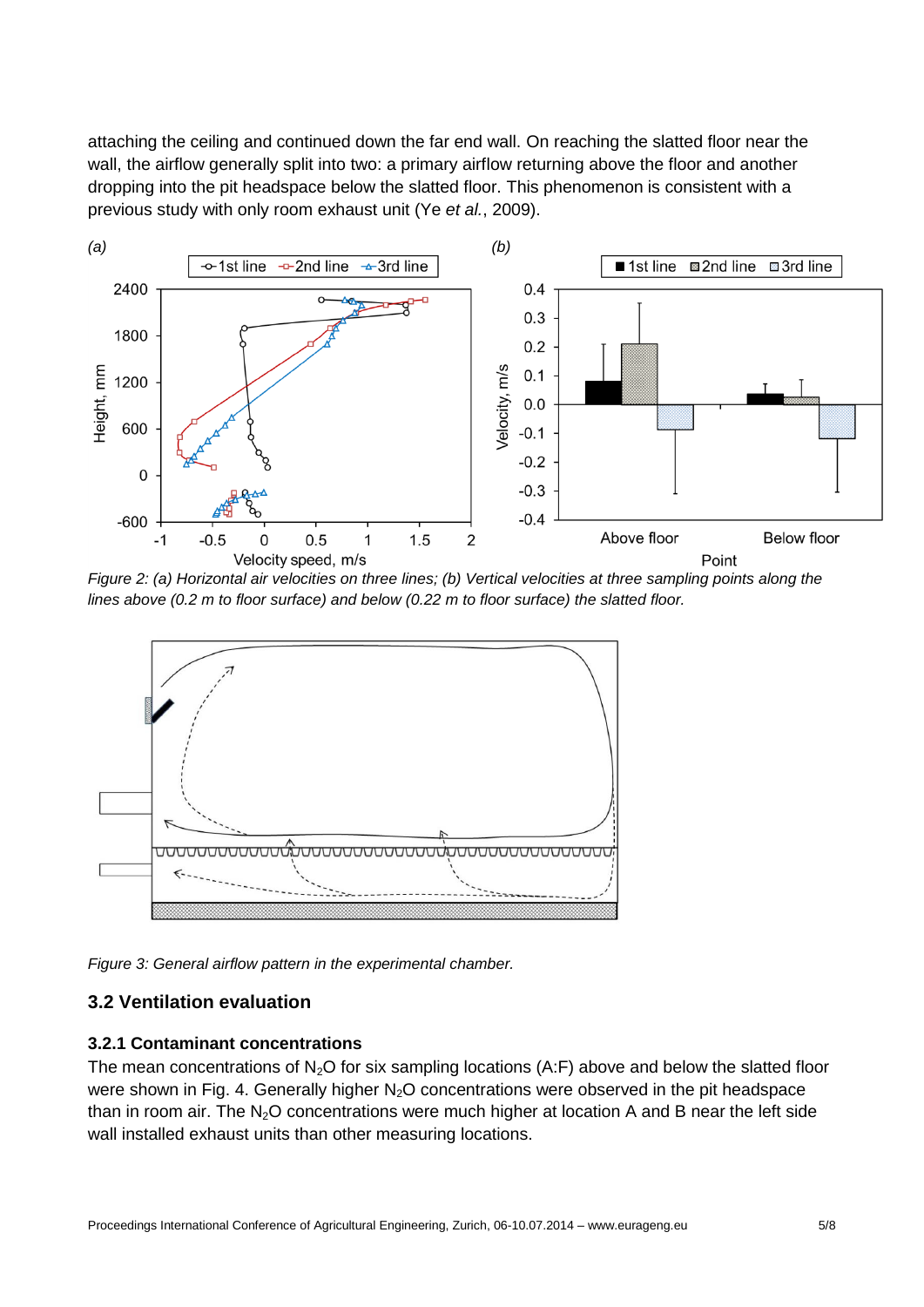attaching the ceiling and continued down the far end wall. On reaching the slatted floor near the wall, the airflow generally split into two: a primary airflow returning above the floor and another dropping into the pit headspace below the slatted floor. This phenomenon is consistent with a previous study with only room exhaust unit (Ye *et al.*, 2009).

*Figure 2: (a) Horizontal air velocities on three lines; (b) Vertical velocities at three sampling points along the lines above (0.2 m to floor surface) and below (0.22 m to floor surface) the slatted floor.*

*Figure 3: General airflow pattern in the experimental chamber.*

## 3.2 Ventilation evaluation

### 3.2.1 Contaminant concentrations

The mean concentrations of $N_2O$ for six sampling locations (A:F) above and below the slatted floor were shown in Fig. 4. Generally higher $N_2O$ concentrations were observed in the pit headspace than in room air. The $N_2O$ concentrations were much higher at location A and B near the left side wall installed exhaust units than other measuring locations.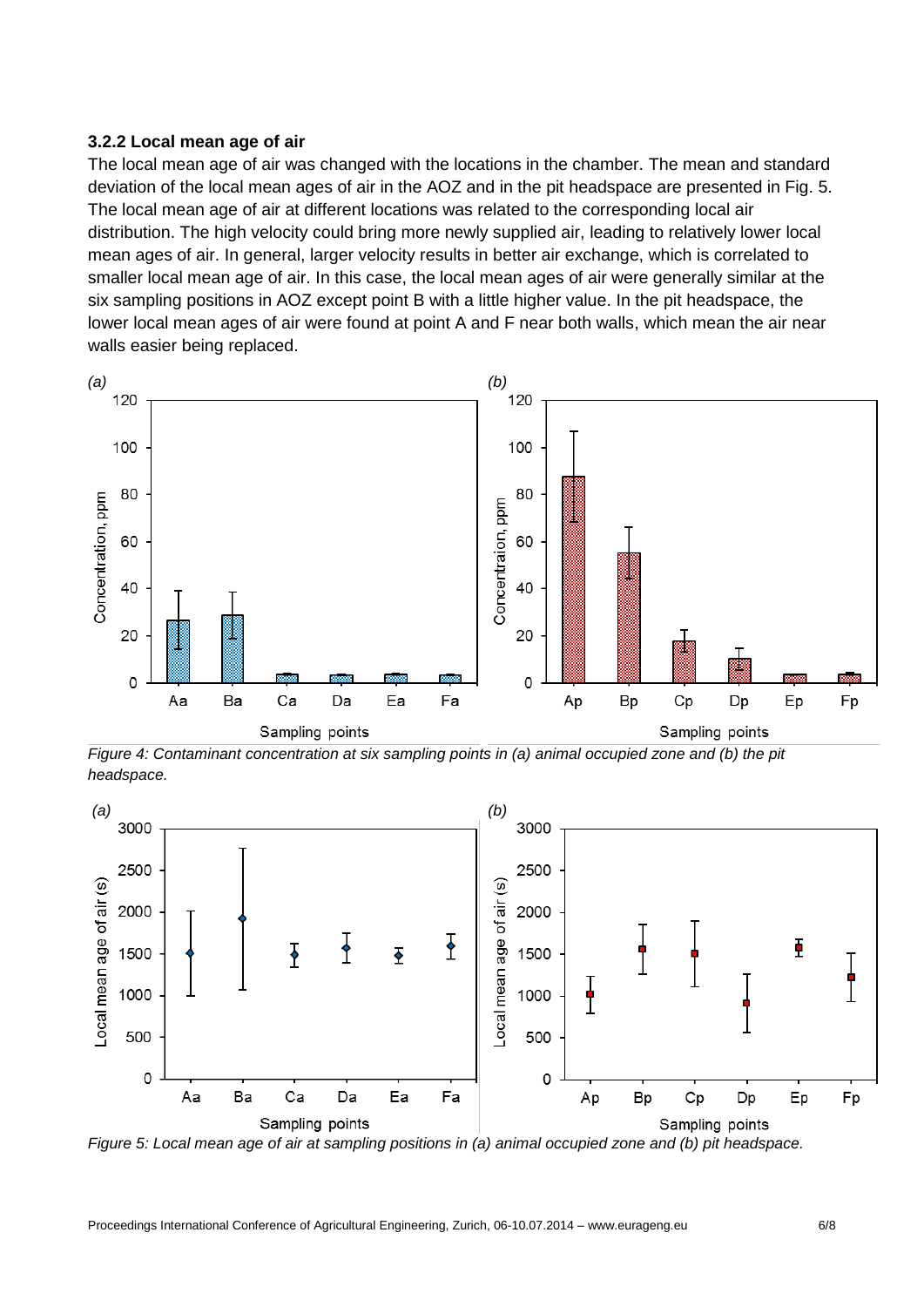### 3.2.2 Local mean age of air

The local mean age of air was changed with the locations in the chamber. The mean and standard deviation of the local mean ages of air in the AOZ and in the pit headspace are presented in Fig. 5. The local mean age of air at different locations was related to the corresponding local air distribution. The high velocity could bring more newly supplied air, leading to relatively lower local mean ages of air. In general, larger velocity results in better air exchange, which is correlated to smaller local mean age of air. In this case, the local mean ages of air were generally similar at the six sampling positions in AOZ except point B with a little higher value. In the pit headspace, the lower local mean ages of air were found at point A and F near both walls, which mean the air near walls easier being replaced.

*Figure 4: Contaminant concentration at six sampling points in (a) animal occupied zone and (b) the pit headspace.*

*Figure 5: Local mean age of air at sampling positions in (a) animal occupied zone and (b) pit headspace.*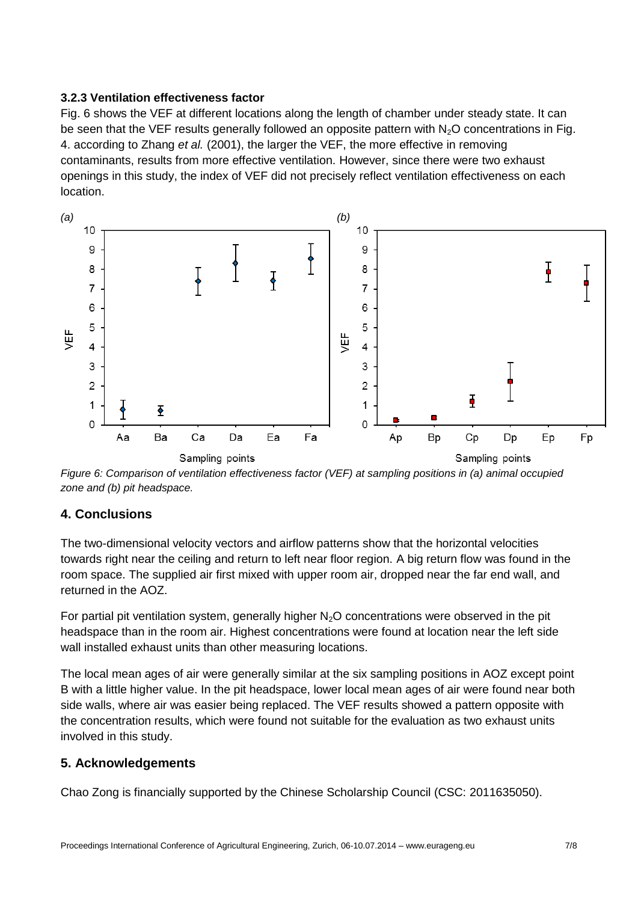### 3.2.3 Ventilation effectiveness factor

Fig. 6 shows the VEF at different locations along the length of chamber under steady state. It can be seen that the VEF results generally followed an opposite pattern with $N_2O$ concentrations in Fig. 4. according to Zhang *et al.* (2001), the larger the VEF, the more effective in removing contaminants, results from more effective ventilation. However, since there were two exhaust openings in this study, the index of VEF did not precisely reflect ventilation effectiveness on each location.

*Figure 6: Comparison of ventilation effectiveness factor (VEF) at sampling positions in (a) animal occupied zone and (b) pit headspace.*

## 4. Conclusions

The two-dimensional velocity vectors and airflow patterns show that the horizontal velocities towards right near the ceiling and return to left near floor region. A big return flow was found in the room space. The supplied air first mixed with upper room air, dropped near the far end wall, and returned in the AOZ.

For partial pit ventilation system, generally higher $N_2O$ concentrations were observed in the pit headspace than in the room air. Highest concentrations were found at location near the left side wall installed exhaust units than other measuring locations.

The local mean ages of air were generally similar at the six sampling positions in AOZ except point B with a little higher value. In the pit headspace, lower local mean ages of air were found near both side walls, where air was easier being replaced. The VEF results showed a pattern opposite with the concentration results, which were found not suitable for the evaluation as two exhaust units involved in this study.

## 5. Acknowledgements

Chao Zong is financially supported by the Chinese Scholarship Council (CSC: 2011635050).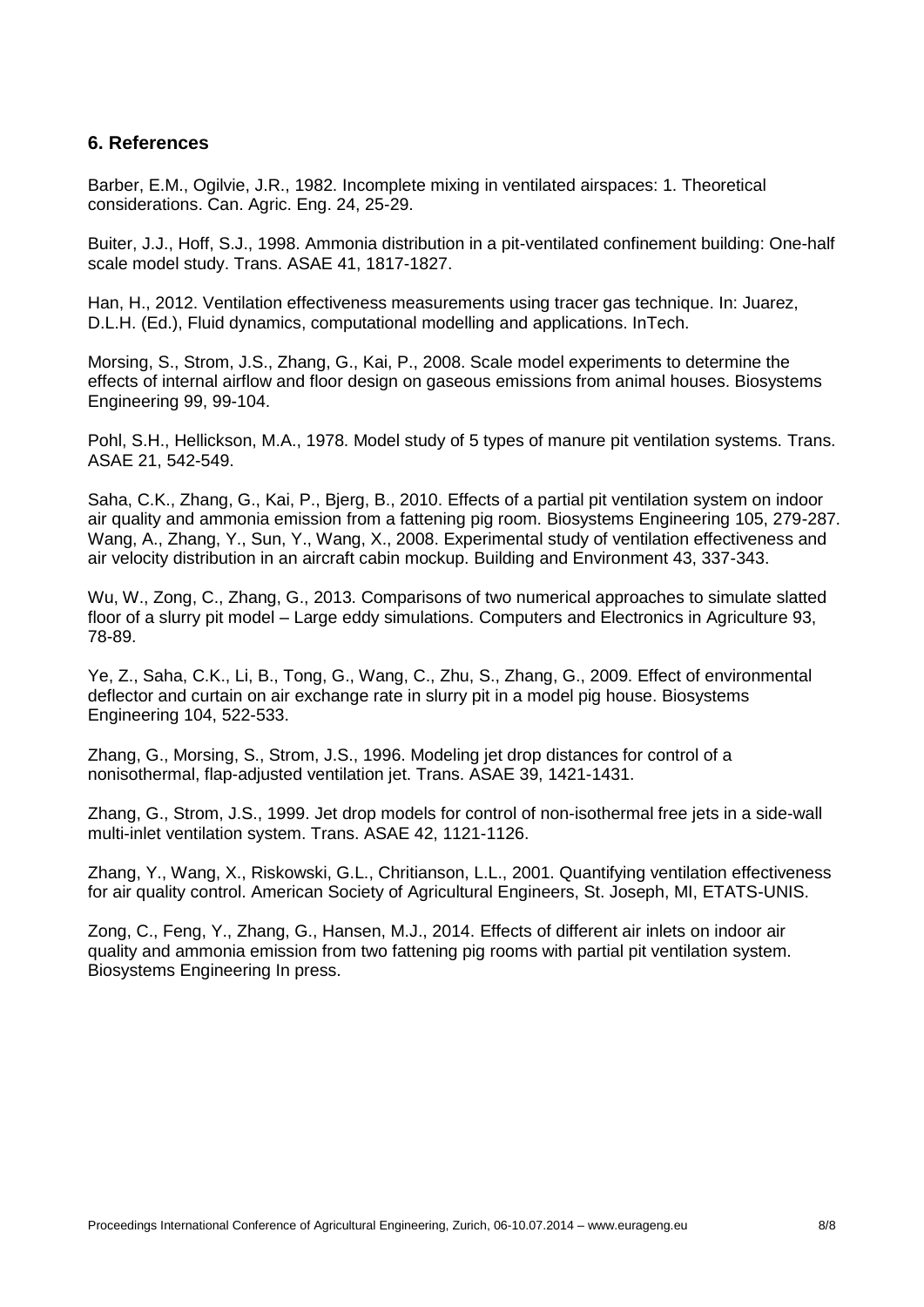## 6. References

Barber, E.M., Ogilvie, J.R., 1982. Incomplete mixing in ventilated airspaces: 1. Theoretical considerations. Can. Agric. Eng. 24, 25-29.

Buiter, J.J., Hoff, S.J., 1998. Ammonia distribution in a pit-ventilated confinement building: One-half scale model study. Trans. ASAE 41, 1817-1827.

Han, H., 2012. Ventilation effectiveness measurements using tracer gas technique. In: Juarez, D.L.H. (Ed.), Fluid dynamics, computational modelling and applications. InTech.

Morsing, S., Strom, J.S., Zhang, G., Kai, P., 2008. Scale model experiments to determine the effects of internal airflow and floor design on gaseous emissions from animal houses. Biosystems Engineering 99, 99-104.

Pohl, S.H., Hellickson, M.A., 1978. Model study of 5 types of manure pit ventilation systems. Trans. ASAE 21, 542-549.

Saha, C.K., Zhang, G., Kai, P., Bjerg, B., 2010. Effects of a partial pit ventilation system on indoor air quality and ammonia emission from a fattening pig room. Biosystems Engineering 105, 279-287.

Wang, A., Zhang, Y., Sun, Y., Wang, X., 2008. Experimental study of ventilation effectiveness and air velocity distribution in an aircraft cabin mockup. Building and Environment 43, 337-343.

Wu, W., Zong, C., Zhang, G., 2013. Comparisons of two numerical approaches to simulate slatted floor of a slurry pit model – Large eddy simulations. Computers and Electronics in Agriculture 93, 78-89.

Ye, Z., Saha, C.K., Li, B., Tong, G., Wang, C., Zhu, S., Zhang, G., 2009. Effect of environmental deflector and curtain on air exchange rate in slurry pit in a model pig house. Biosystems Engineering 104, 522-533.

Zhang, G., Morsing, S., Strom, J.S., 1996. Modeling jet drop distances for control of a nonisothermal, flap-adjusted ventilation jet. Trans. ASAE 39, 1421-1431.

Zhang, G., Strom, J.S., 1999. Jet drop models for control of non-isothermal free jets in a side-wall multi-inlet ventilation system. Trans. ASAE 42, 1121-1126.

Zhang, Y., Wang, X., Riskowski, G.L., Chritianson, L.L., 2001. Quantifying ventilation effectiveness for air quality control. American Society of Agricultural Engineers, St. Joseph, MI, ETATS-UNIS.

Zong, C., Feng, Y., Zhang, G., Hansen, M.J., 2014. Effects of different air inlets on indoor air quality and ammonia emission from two fattening pig rooms with partial pit ventilation system. Biosystems Engineering In press.